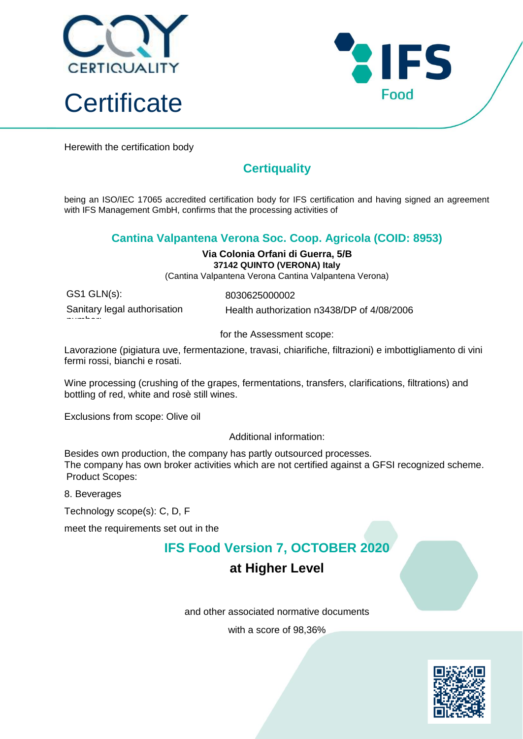CQY CERTIQUALITY

# Certificate

IFS Food

Herewith the certification body

## Certiquality

being an ISO/IEC 17065 accredited certification body for IFS certification and having signed an agreement with IFS Management GmbH, confirms that the processing activities of

### Cantina Valpantena Verona Soc. Coop. Agricola (COID: 8953)

**Via Colonia Orfani di Guerra, 5/B**
**37142 QUINTO (VERONA) Italy**
(Cantina Valpantena Verona Cantina Valpantena Verona)

| | |
|---|---|
| GS1 GLN(s): | 8030625000002 |
| Sanitary legal authorisation number: | Health authorization n3438/DP of 4/08/2006 |

for the Assessment scope:

Lavorazione (pigiatura uve, fermentazione, travasi, chiarifiche, filtrazioni) e imbottigliamento di vini fermi rossi, bianchi e rosati.

Wine processing (crushing of the grapes, fermentations, transfers, clarifications, filtrations) and bottling of red, white and rosè still wines.

Exclusions from scope: Olive oil

Additional information:

Besides own production, the company has partly outsourced processes.
The company has own broker activities which are not certified against a GFSI recognized scheme.
Product Scopes:

8. Beverages

Technology scope(s): C, D, F

meet the requirements set out in the

## IFS Food Version 7, OCTOBER 2020

### at Higher Level

and other associated normative documents

with a score of 98,36%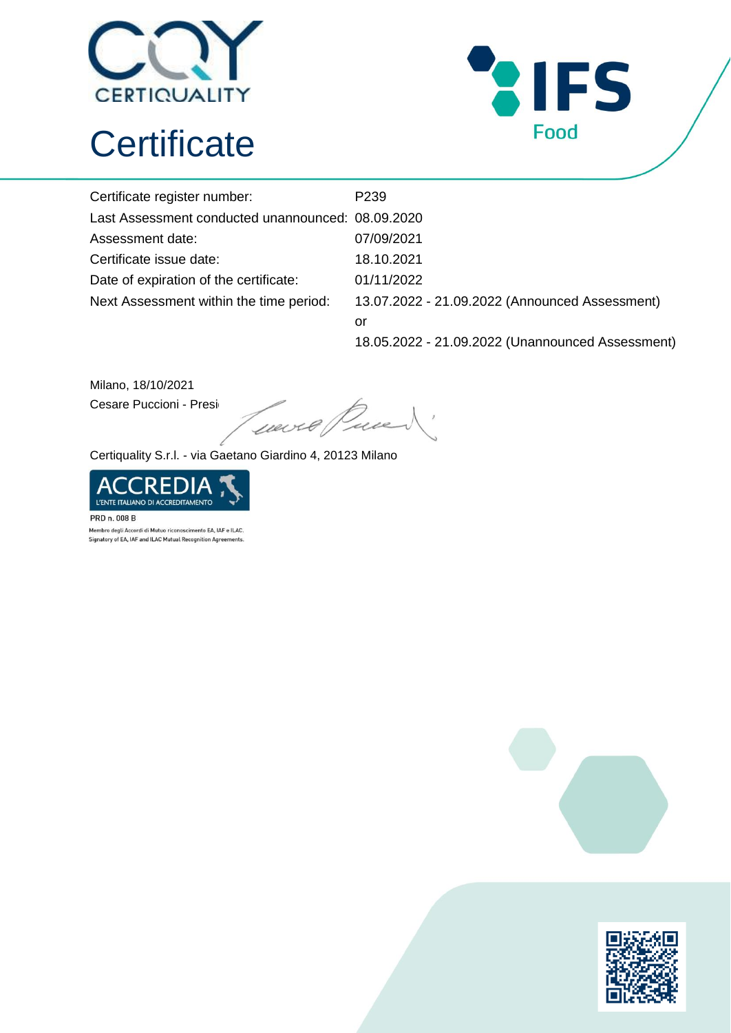CERTIQUALITY

# Certificate

IFS Food

| | |
|---|---|
| Certificate register number: | P239 |
| Last Assessment conducted unannounced: | 08.09.2020 |
| Assessment date: | 07/09/2021 |
| Certificate issue date: | 18.10.2021 |
| Date of expiration of the certificate: | 01/11/2022 |
| Next Assessment within the time period: | 13.07.2022 - 21.09.2022 (Announced Assessment) or 18.05.2022 - 21.09.2022 (Unannounced Assessment) |

Milano, 18/10/2021

Cesare Puccioni - Presi

Certiquality S.r.l. - via Gaetano Giardino 4, 20123 Milano

ACCREDIA
L'ENTE ITALIANO DI ACCREDITAMENTO

PRD n. 008 B

Membro degli Accordi di Mutuo riconoscimento EA, IAF e ILAC.
Signatory of EA, IAF and ILAC Mutual Recognition Agreements.